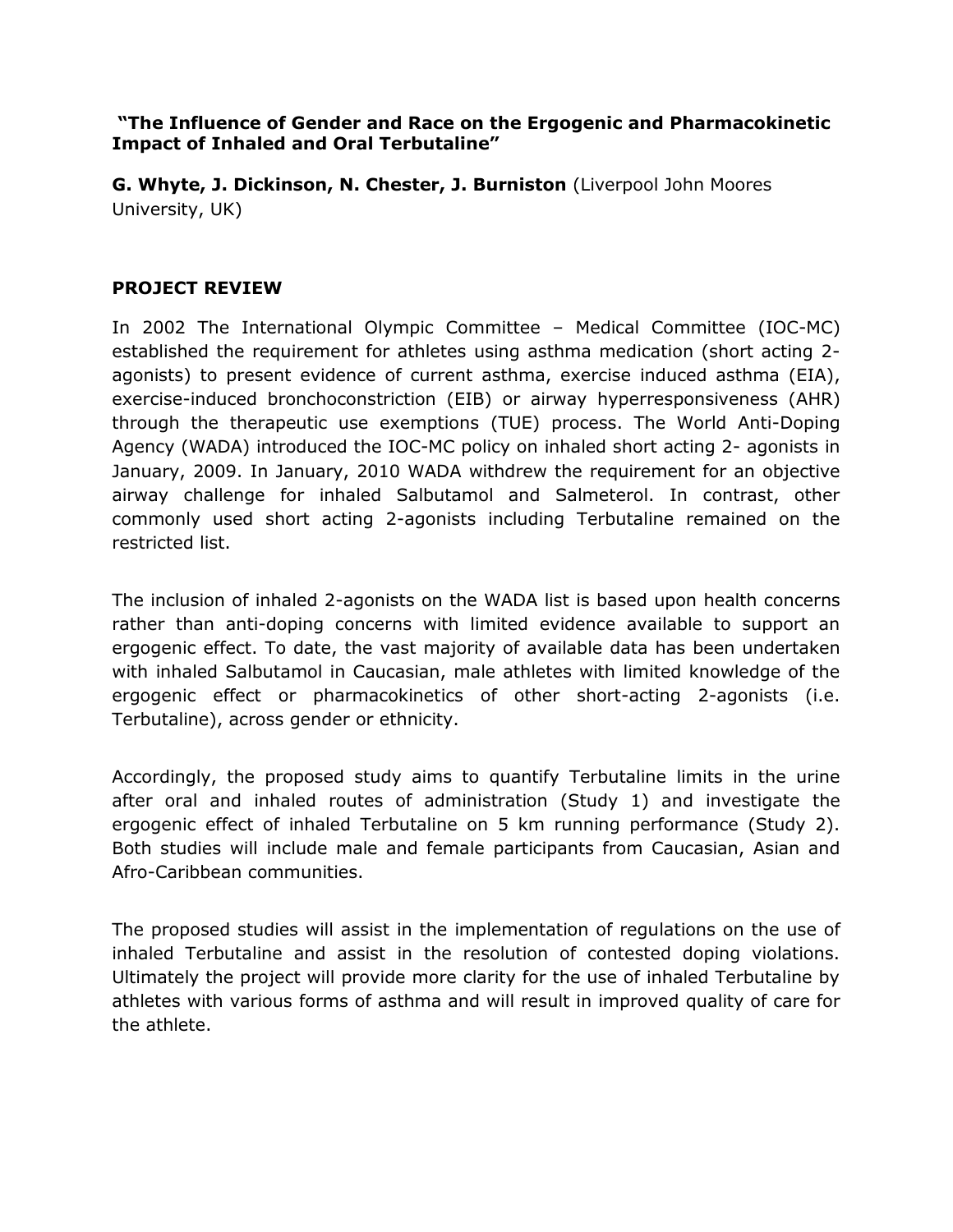**"The Influence of Gender and Race on the Ergogenic and Pharmacokinetic Impact of Inhaled and Oral Terbutaline"**

**G. Whyte, J. Dickinson, N. Chester, J. Burniston** (Liverpool John Moores University, UK)

## PROJECT REVIEW

In 2002 The International Olympic Committee – Medical Committee (IOC-MC) established the requirement for athletes using asthma medication (short acting 2-agonists) to present evidence of current asthma, exercise induced asthma (EIA), exercise-induced bronchoconstriction (EIB) or airway hyperresponsiveness (AHR) through the therapeutic use exemptions (TUE) process. The World Anti-Doping Agency (WADA) introduced the IOC-MC policy on inhaled short acting 2- agonists in January, 2009. In January, 2010 WADA withdrew the requirement for an objective airway challenge for inhaled Salbutamol and Salmeterol. In contrast, other commonly used short acting 2-agonists including Terbutaline remained on the restricted list.

The inclusion of inhaled 2-agonists on the WADA list is based upon health concerns rather than anti-doping concerns with limited evidence available to support an ergogenic effect. To date, the vast majority of available data has been undertaken with inhaled Salbutamol in Caucasian, male athletes with limited knowledge of the ergogenic effect or pharmacokinetics of other short-acting 2-agonists (i.e. Terbutaline), across gender or ethnicity.

Accordingly, the proposed study aims to quantify Terbutaline limits in the urine after oral and inhaled routes of administration (Study 1) and investigate the ergogenic effect of inhaled Terbutaline on 5 km running performance (Study 2). Both studies will include male and female participants from Caucasian, Asian and Afro-Caribbean communities.

The proposed studies will assist in the implementation of regulations on the use of inhaled Terbutaline and assist in the resolution of contested doping violations. Ultimately the project will provide more clarity for the use of inhaled Terbutaline by athletes with various forms of asthma and will result in improved quality of care for the athlete.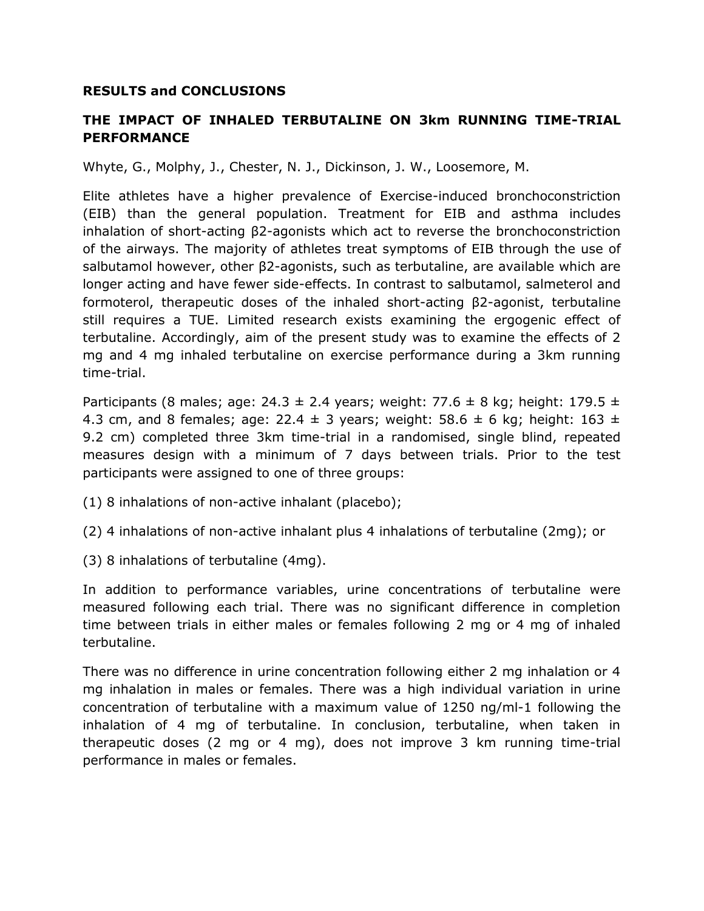**RESULTS and CONCLUSIONS**

**THE IMPACT OF INHALED TERBUTALINE ON 3km RUNNING TIME-TRIAL PERFORMANCE**

Whyte, G., Molphy, J., Chester, N. J., Dickinson, J. W., Loosemore, M.

Elite athletes have a higher prevalence of Exercise-induced bronchoconstriction (EIB) than the general population. Treatment for EIB and asthma includes inhalation of short-acting β2-agonists which act to reverse the bronchoconstriction of the airways. The majority of athletes treat symptoms of EIB through the use of salbutamol however, other β2-agonists, such as terbutaline, are available which are longer acting and have fewer side-effects. In contrast to salbutamol, salmeterol and formoterol, therapeutic doses of the inhaled short-acting β2-agonist, terbutaline still requires a TUE. Limited research exists examining the ergogenic effect of terbutaline. Accordingly, aim of the present study was to examine the effects of 2 mg and 4 mg inhaled terbutaline on exercise performance during a 3km running time-trial.

Participants (8 males; age: 24.3 ± 2.4 years; weight: 77.6 ± 8 kg; height: 179.5 ± 4.3 cm, and 8 females; age: 22.4 ± 3 years; weight: 58.6 ± 6 kg; height: 163 ± 9.2 cm) completed three 3km time-trial in a randomised, single blind, repeated measures design with a minimum of 7 days between trials. Prior to the test participants were assigned to one of three groups:

(1) 8 inhalations of non-active inhalant (placebo);

(2) 4 inhalations of non-active inhalant plus 4 inhalations of terbutaline (2mg); or

(3) 8 inhalations of terbutaline (4mg).

In addition to performance variables, urine concentrations of terbutaline were measured following each trial. There was no significant difference in completion time between trials in either males or females following 2 mg or 4 mg of inhaled terbutaline.

There was no difference in urine concentration following either 2 mg inhalation or 4 mg inhalation in males or females. There was a high individual variation in urine concentration of terbutaline with a maximum value of 1250 ng/ml-1 following the inhalation of 4 mg of terbutaline. In conclusion, terbutaline, when taken in therapeutic doses (2 mg or 4 mg), does not improve 3 km running time-trial performance in males or females.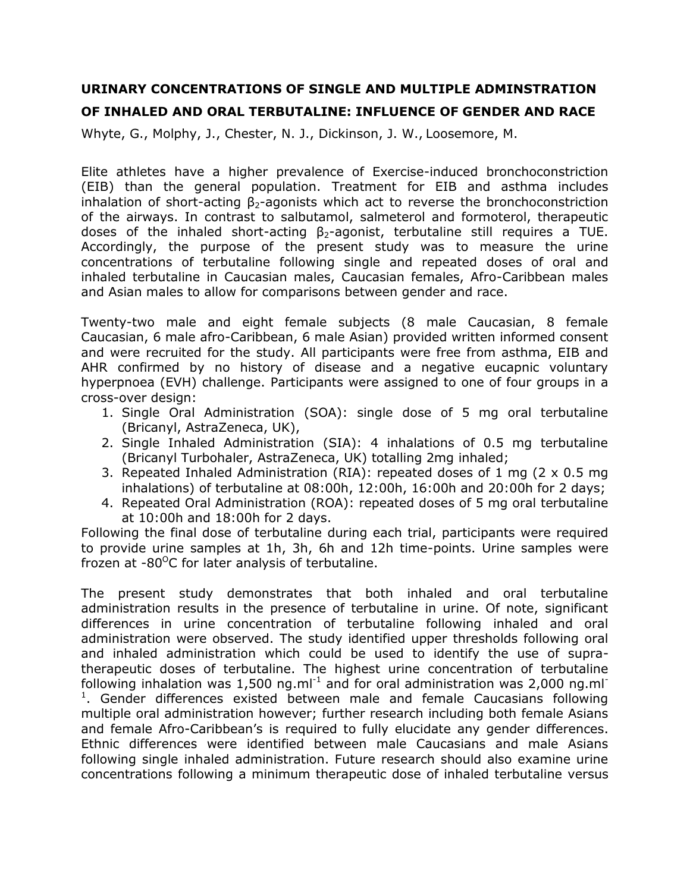**URINARY CONCENTRATIONS OF SINGLE AND MULTIPLE ADMINSTRATION OF INHALED AND ORAL TERBUTALINE: INFLUENCE OF GENDER AND RACE**

Whyte, G., Molphy, J., Chester, N. J., Dickinson, J. W., Loosemore, M.

Elite athletes have a higher prevalence of Exercise-induced bronchoconstriction (EIB) than the general population. Treatment for EIB and asthma includes inhalation of short-acting $\beta_2$-agonists which act to reverse the bronchoconstriction of the airways. In contrast to salbutamol, salmeterol and formoterol, therapeutic doses of the inhaled short-acting $\beta_2$-agonist, terbutaline still requires a TUE. Accordingly, the purpose of the present study was to measure the urine concentrations of terbutaline following single and repeated doses of oral and inhaled terbutaline in Caucasian males, Caucasian females, Afro-Caribbean males and Asian males to allow for comparisons between gender and race.

Twenty-two male and eight female subjects (8 male Caucasian, 8 female Caucasian, 6 male afro-Caribbean, 6 male Asian) provided written informed consent and were recruited for the study. All participants were free from asthma, EIB and AHR confirmed by no history of disease and a negative eucapnic voluntary hyperpnoea (EVH) challenge. Participants were assigned to one of four groups in a cross-over design:

1. Single Oral Administration (SOA): single dose of 5 mg oral terbutaline (Bricanyl, AstraZeneca, UK),
2. Single Inhaled Administration (SIA): 4 inhalations of 0.5 mg terbutaline (Bricanyl Turbohaler, AstraZeneca, UK) totalling 2mg inhaled;
3. Repeated Inhaled Administration (RIA): repeated doses of 1 mg (2 x 0.5 mg inhalations) of terbutaline at 08:00h, 12:00h, 16:00h and 20:00h for 2 days;
4. Repeated Oral Administration (ROA): repeated doses of 5 mg oral terbutaline at 10:00h and 18:00h for 2 days.

Following the final dose of terbutaline during each trial, participants were required to provide urine samples at 1h, 3h, 6h and 12h time-points. Urine samples were frozen at -80$^{O}$C for later analysis of terbutaline.

The present study demonstrates that both inhaled and oral terbutaline administration results in the presence of terbutaline in urine. Of note, significant differences in urine concentration of terbutaline following inhaled and oral administration were observed. The study identified upper thresholds following oral and inhaled administration which could be used to identify the use of supra-therapeutic doses of terbutaline. The highest urine concentration of terbutaline following inhalation was 1,500 ng.ml$^{-1}$ and for oral administration was 2,000 ng.ml$^{-1}$. Gender differences existed between male and female Caucasians following multiple oral administration however; further research including both female Asians and female Afro-Caribbean's is required to fully elucidate any gender differences. Ethnic differences were identified between male Caucasians and male Asians following single inhaled administration. Future research should also examine urine concentrations following a minimum therapeutic dose of inhaled terbutaline versus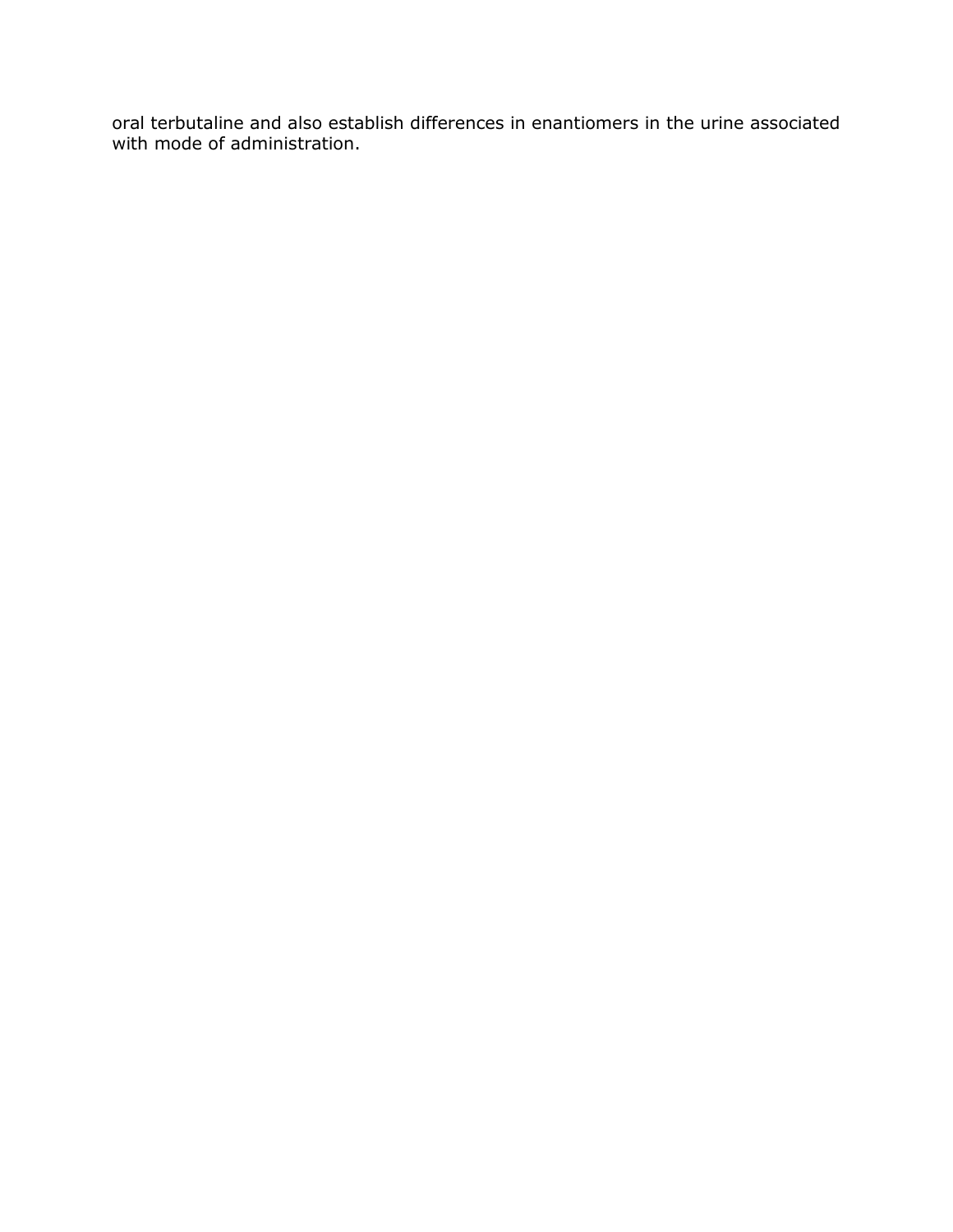oral terbutaline and also establish differences in enantiomers in the urine associated with mode of administration.